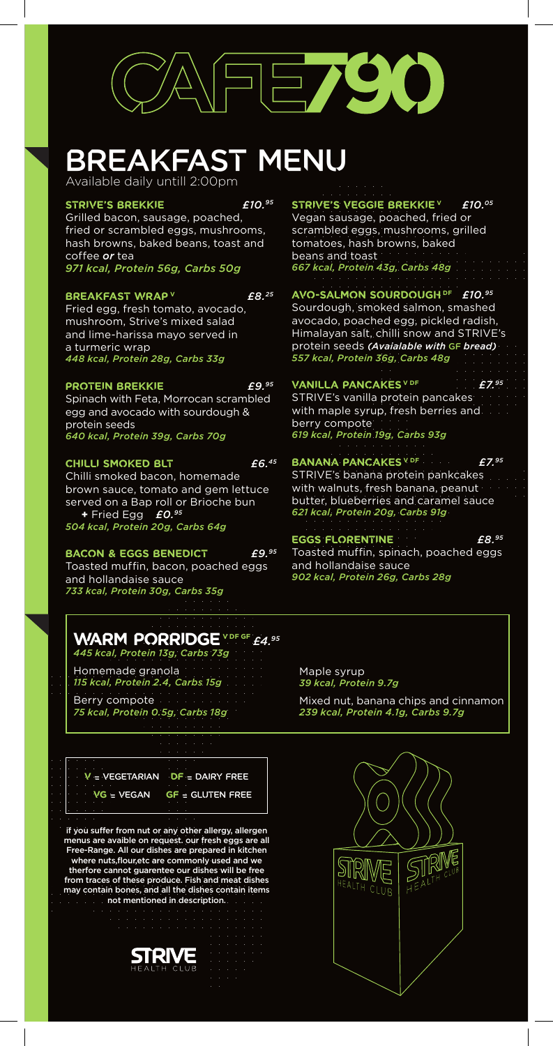# CAFE790

# BREAKFAST MENU

Available daily untill 2:00pm

**STRIVE'S BREKKIE** £10.95

Grilled bacon, sausage, poached, fried or scrambled eggs, mushrooms, hash browns, baked beans, toast and coffee *or* tea

*971 kcal, Protein 56g, Carbs 50g*

**BREAKFAST WRAP V** £8.25

Fried egg, fresh tomato, avocado, mushroom, Strive's mixed salad and lime-harissa mayo served in a turmeric wrap

*448 kcal, Protein 28g, Carbs 33g*

**PROTEIN BREKKIE** £9.95

Spinach with Feta, Morrocan scrambled egg and avocado with sourdough & protein seeds

*640 kcal, Protein 39g, Carbs 70g*

**CHILLI SMOKED BLT** £6.45

Chilli smoked bacon, homemade brown sauce, tomato and gem lettuce served on a Bap roll or Brioche bun

+ Fried Egg £0.95

*504 kcal, Protein 20g, Carbs 64g*

**BACON & EGGS BENEDICT** £9.95

Toasted muffin, bacon, poached eggs and hollandaise sauce

*733 kcal, Protein 30g, Carbs 35g*

**STRIVE'S VEGGIE BREKKIE V** £10.05

Vegan sausage, poached, fried or scrambled eggs, mushrooms, grilled tomatoes, hash browns, baked beans and toast

*667 kcal, Protein 43g, Carbs 48g*

**AVO-SALMON SOURDOUGH DF** £10.95

Sourdough, smoked salmon, smashed avocado, poached egg, pickled radish, Himalayan salt, chilli snow and STRIVE's protein seeds *(Avaialable with GF bread)*

*557 kcal, Protein 36g, Carbs 48g*

**VANILLA PANCAKES V DF** £7.95

STRIVE's vanilla protein pancakes with maple syrup, fresh berries and berry compote

*619 kcal, Protein 19g, Carbs 93g*

**BANANA PANCAKES V DF** £7.95

STRIVE's banana protein pankcakes with walnuts, fresh banana, peanut butter, blueberries and caramel sauce

*621 kcal, Protein 20g, Carbs 91g*

**EGGS FLORENTINE** £8.95

Toasted muffin, spinach, poached eggs and hollandaise sauce

*902 kcal, Protein 26g, Carbs 28g*

## WARM PORRIDGE V DF GF £4.95

*445 kcal, Protein 13g, Carbs 73g*

Homemade granola

*115 kcal, Protein 2.4, Carbs 15g*

Berry compote

*75 kcal, Protein 0.5g, Carbs 18g*

Maple syrup

*39 kcal, Protein 9.7g*

Mixed nut, banana chips and cinnamon

*239 kcal, Protein 4.1g, Carbs 9.7g*

**V** = VEGETARIAN **DF** = DAIRY FREE
**VG** = VEGAN **GF** = GLUTEN FREE

If you suffer from nut or any other allergy, allergen menus are avaible on request. our fresh eggs are all Free-Range. All our dishes are prepared in kitchen where nuts,flour,etc are commonly used and we therfore cannot guarentee our dishes will be free from traces of these produce. Fish and meat dishes may contain bones, and all the dishes contain items not mentioned in description.

STRIVE HEALTH CLUB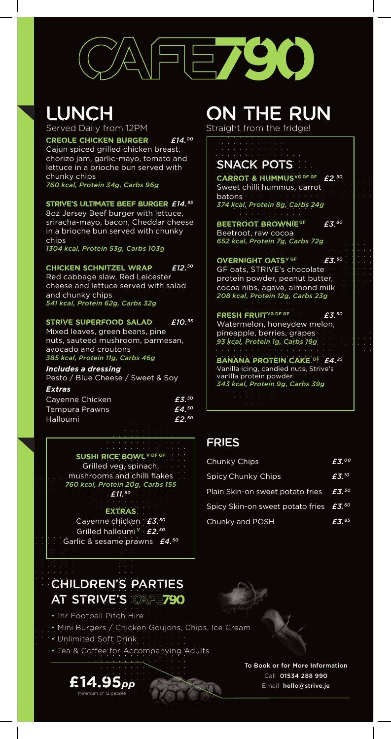# CAFE790

## LUNCH

Served Daily from 12PM

**CREOLE CHICKEN BURGER** *£14.00*
Cajun spiced grilled chicken breast, chorizo jam, garlic-mayo, tomato and lettuce in a brioche bun served with chunky chips
*760 kcal, Protein 34g, Carbs 96g*

**STRIVE'S ULTIMATE BEEF BURGER** *£14.95*
8oz Jersey Beef burger with lettuce, sriracha-mayo, bacon, Cheddar cheese in a brioche bun served with chunky chips
*1304 kcal, Protein 53g, Carbs 103g*

**CHICKEN SCHNITZEL WRAP** *£12.50*
Red cabbage slaw, Red Leicester cheese and lettuce served with salad and chunky chips
*541 kcal, Protein 62g, Carbs 32g*

**STRIVE SUPERFOOD SALAD** *£10.95*
Mixed leaves, green beans, pine nuts, sauteed mushroom, parmesan, avocado and croutons
*385 kcal, Protein 11g, Carbs 46g*

***Includes a dressing***
Pesto / Blue Cheese / Sweet & Soy

***Extras***

| | |
|---|---|
| Cayenne Chicken | *£3.50* |
| Tempura Prawns | *£4.50* |
| Halloumi | *£2.50* |

**SUSHI RICE BOWL** V DF GF
Grilled veg, spinach, mushrooms and chilli flakes
*760 kcal, Protein 20g, Carbs 155*
*£11.50*

**EXTRAS**
Cayenne chicken *£3.50*
Grilled halloumi V *£2.50*
Garlic & sesame prawns *£4.50*

## ON THE RUN

Straight from the fridge!

### SNACK POTS

**CARROT & HUMMUS** VG DF GF *£2.90*
Sweet chilli hummus, carrot batons
*374 kcal, Protein 8g, Carbs 24g*

**BEETROOT BROWNIE** GF *£3.80*
Beetroot, raw cocoa
*652 kcal, Protein 7g, Carbs 72g*

**OVERNIGHT OATS** V GF *£3.50*
GF oats, STRIVE's chocolate protein powder, peanut butter, cocoa nibs, agave, almond milk
*208 kcal, Protein 12g, Carbs 23g*

**FRESH FRUIT** VG DF GF *£3.50*
Watermelon, honeydew melon, pineapple, berries, grapes
*93 kcal, Protein 1g, Carbs 19g*

**BANANA PROTEIN CAKE** DF *£4.25*
Vanilla icing, candied nuts, Strive's vanilla protein powder
*343 kcal, Protein 9g, Carbs 39g*

### FRIES

| | |
|---|---|
| Chunky Chips | *£3.00* |
| Spicy Chunky Chips | *£3.10* |
| Plain Skin-on sweet potato fries | *£3.50* |
| Spicy Skin-on sweet potato fries | *£3.60* |
| Chunky and POSH | *£3.85* |

## CHILDREN'S PARTIES AT STRIVE'S CAFE790

- 1hr Football Pitch Hire
- Mini Burgers / Chicken Goujons, Chips, Ice Cream
- Unlimited Soft Drink
- Tea & Coffee for Accompanying Adults

**£14.95*pp***
Minimum of 12 people

To Book or for More Information
Call **01534 288 990**
Email **hello@strive.je**